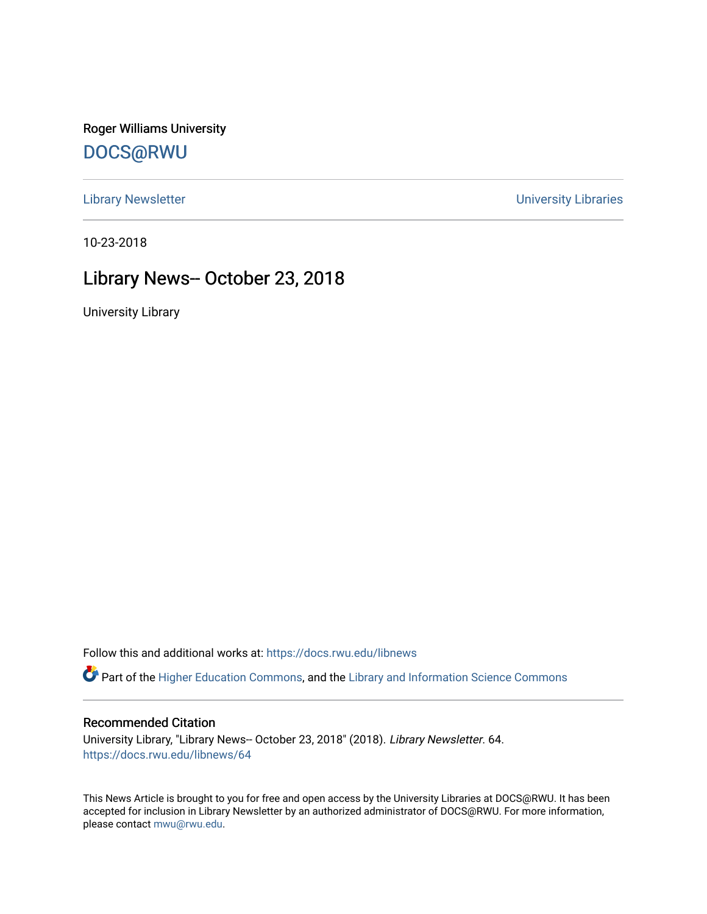Roger Williams University

DOCS@RWU

Library Newsletter

University Libraries

10-23-2018

# Library News-- October 23, 2018

University Library

Follow this and additional works at: https://docs.rwu.edu/libnews

Part of the Higher Education Commons, and the Library and Information Science Commons

## Recommended Citation

University Library, "Library News-- October 23, 2018" (2018). *Library Newsletter*. 64.
https://docs.rwu.edu/libnews/64

This News Article is brought to you for free and open access by the University Libraries at DOCS@RWU. It has been accepted for inclusion in Library Newsletter by an authorized administrator of DOCS@RWU. For more information, please contact mwu@rwu.edu.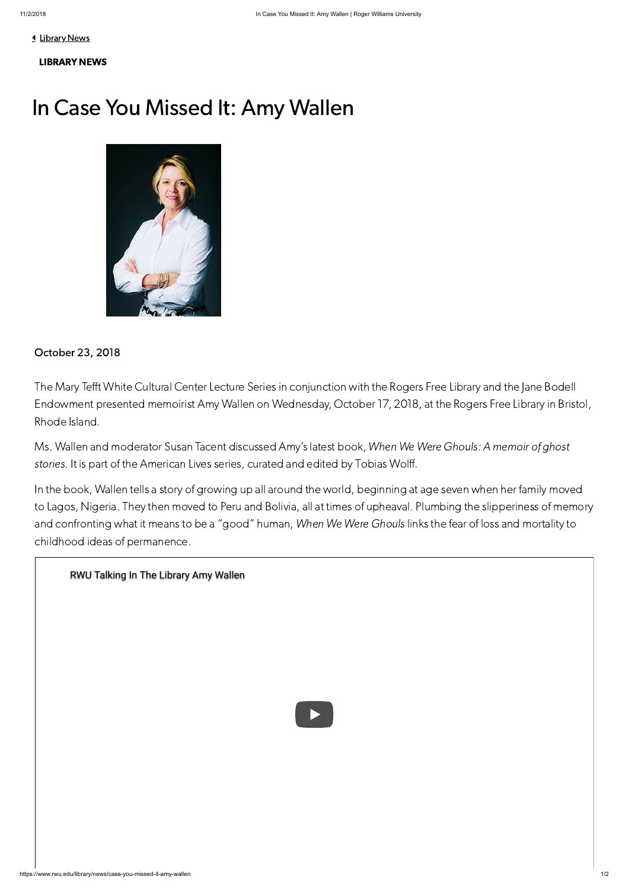[Library News](https://www.rwu.edu/library/news)

**LIBRARY NEWS**

# In Case You Missed It: Amy Wallen

October 23, 2018

The Mary Tefft White Cultural Center Lecture Series in conjunction with the Rogers Free Library and the Jane Bodell Endowment presented memoirist Amy Wallen on Wednesday, October 17, 2018, at the Rogers Free Library in Bristol, Rhode Island.

Ms. Wallen and moderator Susan Tacent discussed Amy's latest book, *When We Were Ghouls: A memoir of ghost stories*. It is part of the American Lives series, curated and edited by Tobias Wolff.

In the book, Wallen tells a story of growing up all around the world, beginning at age seven when her family moved to Lagos, Nigeria. They then moved to Peru and Bolivia, all at times of upheaval. Plumbing the slipperiness of memory and confronting what it means to be a "good" human, *When We Were Ghouls* links the fear of loss and mortality to childhood ideas of permanence.

RWU Talking In The Library Amy Wallen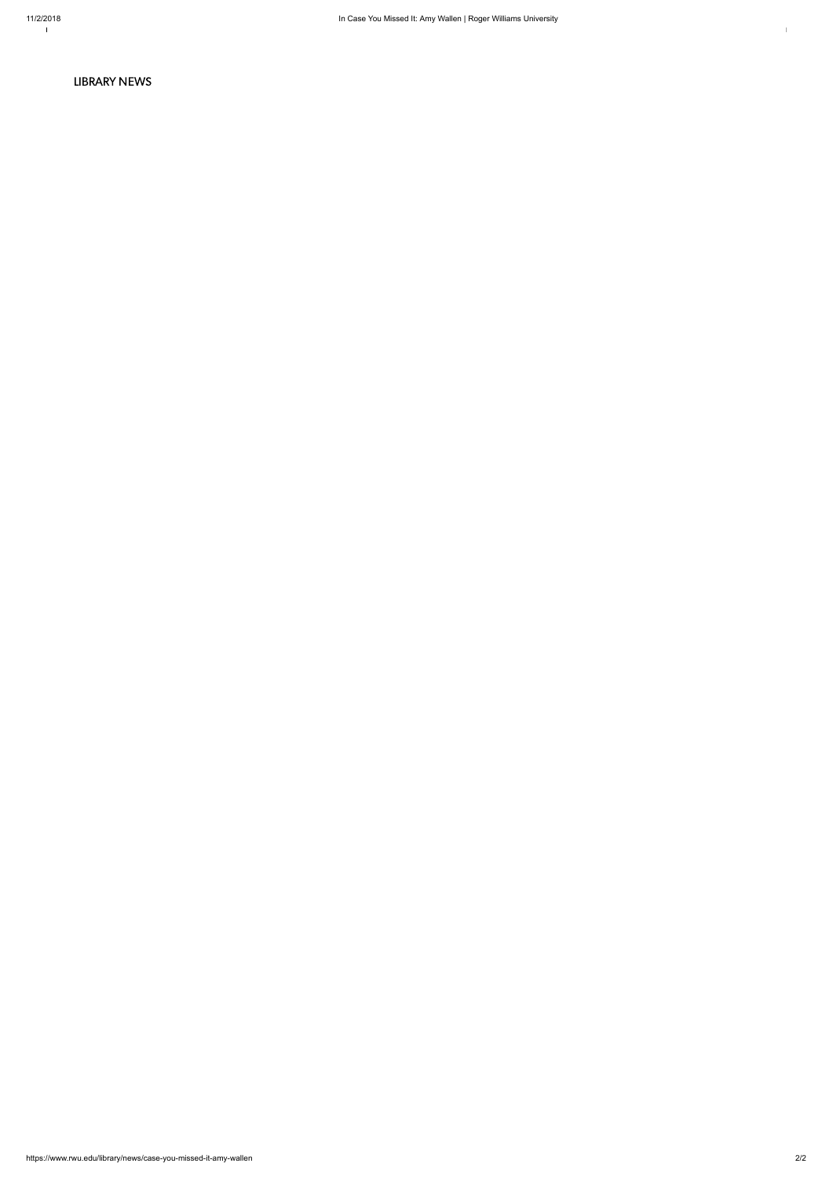LIBRARY NEWS